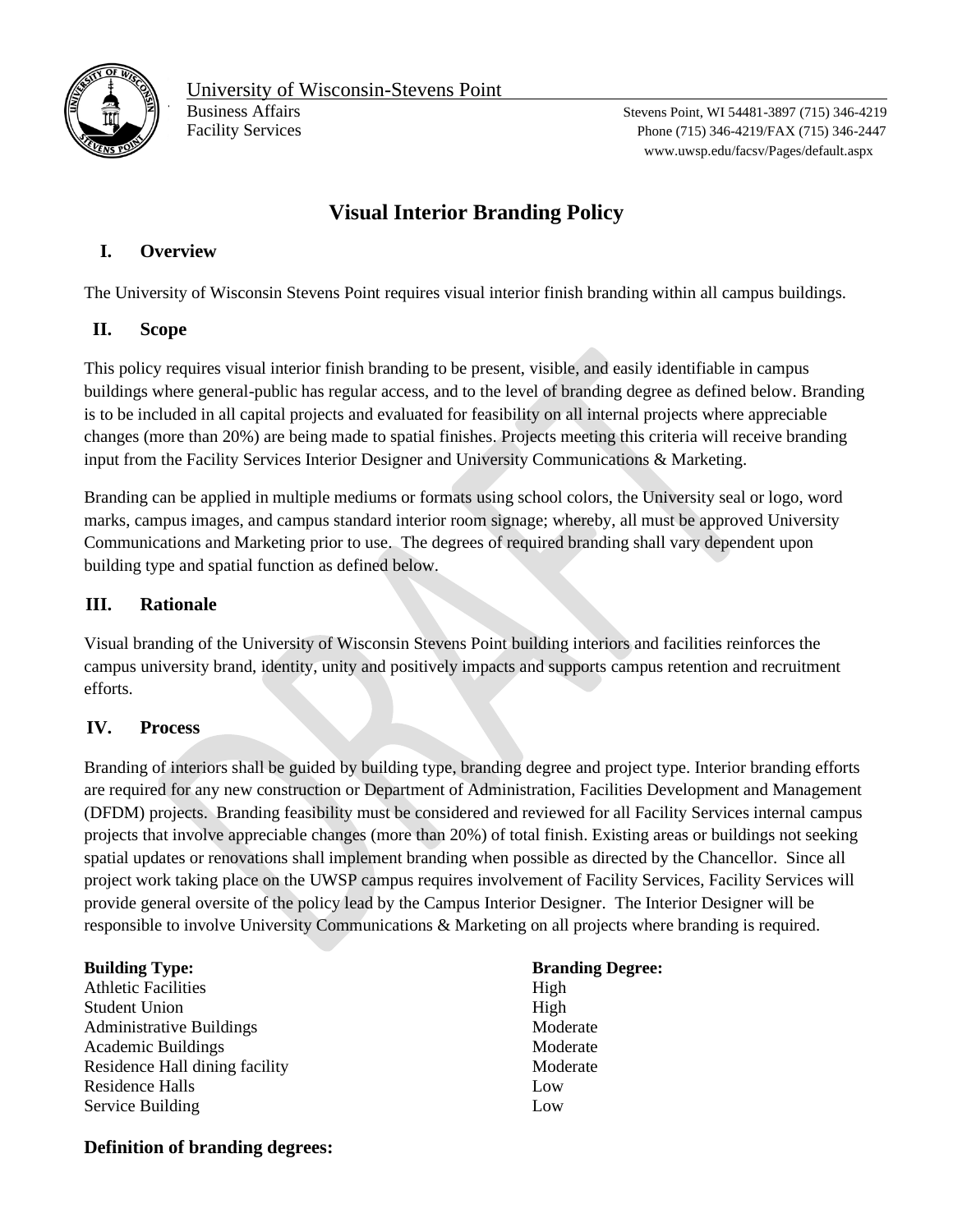University of Wisconsin-Stevens Point
Business Affairs
Facility Services

Stevens Point, WI 54481-3897 (715) 346-4219
Phone (715) 346-4219/FAX (715) 346-2447
www.uwsp.edu/facsv/Pages/default.aspx

# Visual Interior Branding Policy

## I. Overview

The University of Wisconsin Stevens Point requires visual interior finish branding within all campus buildings.

## II. Scope

This policy requires visual interior finish branding to be present, visible, and easily identifiable in campus buildings where general-public has regular access, and to the level of branding degree as defined below. Branding is to be included in all capital projects and evaluated for feasibility on all internal projects where appreciable changes (more than 20%) are being made to spatial finishes. Projects meeting this criteria will receive branding input from the Facility Services Interior Designer and University Communications & Marketing.

Branding can be applied in multiple mediums or formats using school colors, the University seal or logo, word marks, campus images, and campus standard interior room signage; whereby, all must be approved University Communications and Marketing prior to use. The degrees of required branding shall vary dependent upon building type and spatial function as defined below.

## III. Rationale

Visual branding of the University of Wisconsin Stevens Point building interiors and facilities reinforces the campus university brand, identity, unity and positively impacts and supports campus retention and recruitment efforts.

## IV. Process

Branding of interiors shall be guided by building type, branding degree and project type. Interior branding efforts are required for any new construction or Department of Administration, Facilities Development and Management (DFDM) projects. Branding feasibility must be considered and reviewed for all Facility Services internal campus projects that involve appreciable changes (more than 20%) of total finish. Existing areas or buildings not seeking spatial updates or renovations shall implement branding when possible as directed by the Chancellor. Since all project work taking place on the UWSP campus requires involvement of Facility Services, Facility Services will provide general oversite of the policy lead by the Campus Interior Designer. The Interior Designer will be responsible to involve University Communications & Marketing on all projects where branding is required.

| **Building Type:** | **Branding Degree:** |
|---|---|
| Athletic Facilities | High |
| Student Union | High |
| Administrative Buildings | Moderate |
| Academic Buildings | Moderate |
| Residence Hall dining facility | Moderate |
| Residence Halls | Low |
| Service Building | Low |

### Definition of branding degrees: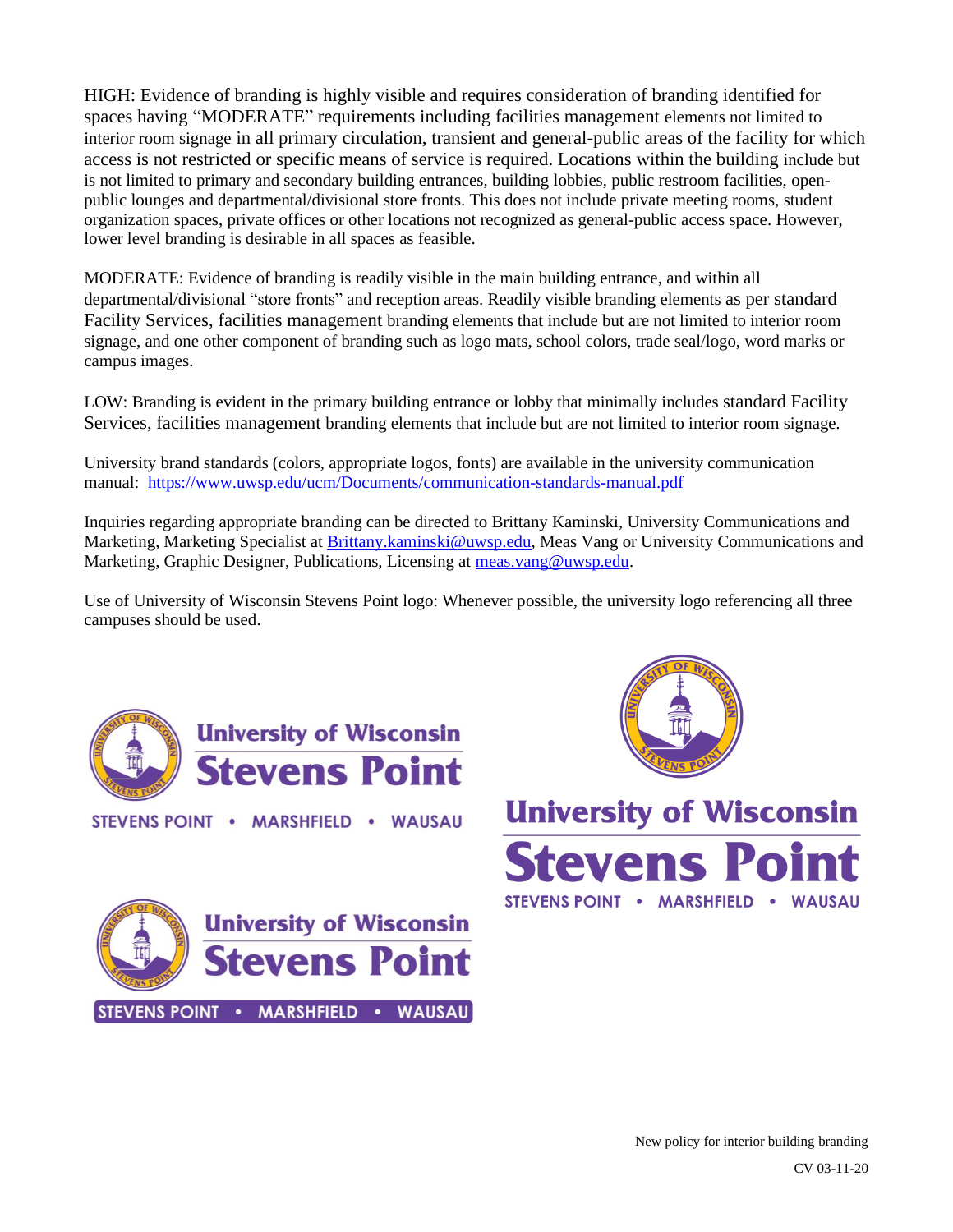HIGH: Evidence of branding is highly visible and requires consideration of branding identified for spaces having "MODERATE" requirements including facilities management elements not limited to interior room signage in all primary circulation, transient and general-public areas of the facility for which access is not restricted or specific means of service is required. Locations within the building include but is not limited to primary and secondary building entrances, building lobbies, public restroom facilities, open-public lounges and departmental/divisional store fronts. This does not include private meeting rooms, student organization spaces, private offices or other locations not recognized as general-public access space. However, lower level branding is desirable in all spaces as feasible.

MODERATE: Evidence of branding is readily visible in the main building entrance, and within all departmental/divisional "store fronts" and reception areas. Readily visible branding elements as per standard Facility Services, facilities management branding elements that include but are not limited to interior room signage, and one other component of branding such as logo mats, school colors, trade seal/logo, word marks or campus images.

LOW: Branding is evident in the primary building entrance or lobby that minimally includes standard Facility Services, facilities management branding elements that include but are not limited to interior room signage.

University brand standards (colors, appropriate logos, fonts) are available in the university communication manual: https://www.uwsp.edu/ucm/Documents/communication-standards-manual.pdf

Inquiries regarding appropriate branding can be directed to Brittany Kaminski, University Communications and Marketing, Marketing Specialist at Brittany.kaminski@uwsp.edu, Meas Vang or University Communications and Marketing, Graphic Designer, Publications, Licensing at meas.vang@uwsp.edu.

Use of University of Wisconsin Stevens Point logo: Whenever possible, the university logo referencing all three campuses should be used.

University of Wisconsin Stevens Point

STEVENS POINT • MARSHFIELD • WAUSAU

University of Wisconsin Stevens Point

STEVENS POINT • MARSHFIELD • WAUSAU

University of Wisconsin Stevens Point

STEVENS POINT • MARSHFIELD • WAUSAU

New policy for interior building branding

CV 03-11-20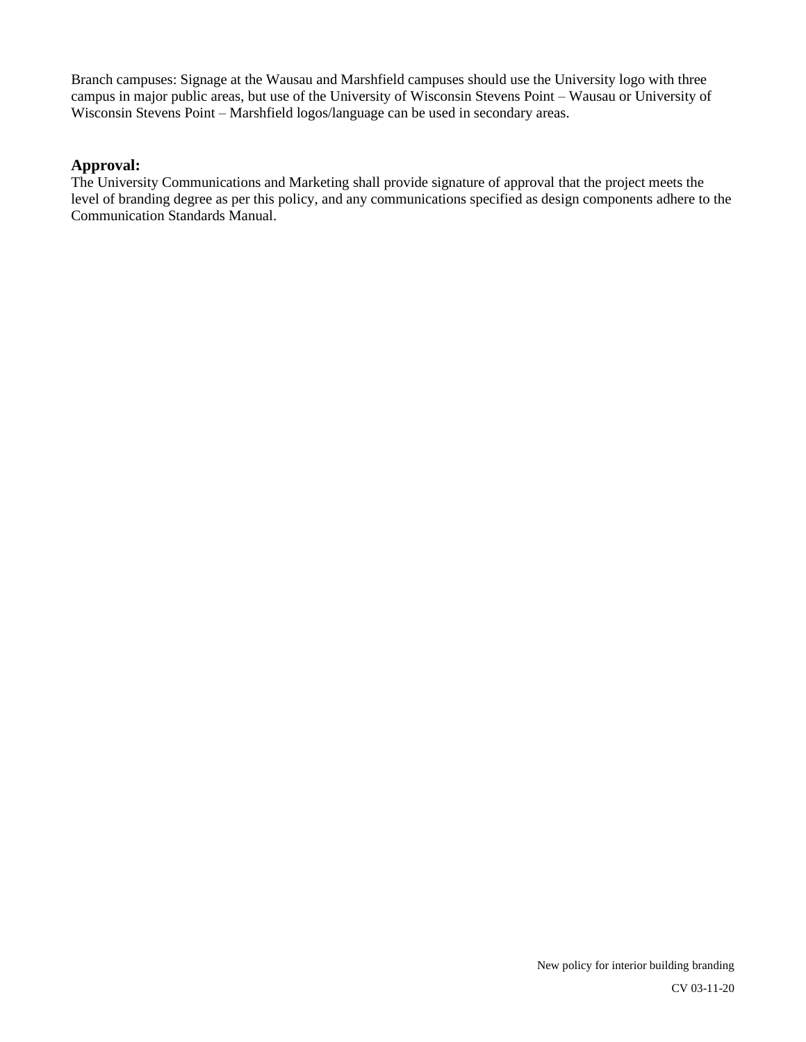Branch campuses: Signage at the Wausau and Marshfield campuses should use the University logo with three campus in major public areas, but use of the University of Wisconsin Stevens Point – Wausau or University of Wisconsin Stevens Point – Marshfield logos/language can be used in secondary areas.

## Approval:

The University Communications and Marketing shall provide signature of approval that the project meets the level of branding degree as per this policy, and any communications specified as design components adhere to the Communication Standards Manual.

New policy for interior building branding

CV 03-11-20